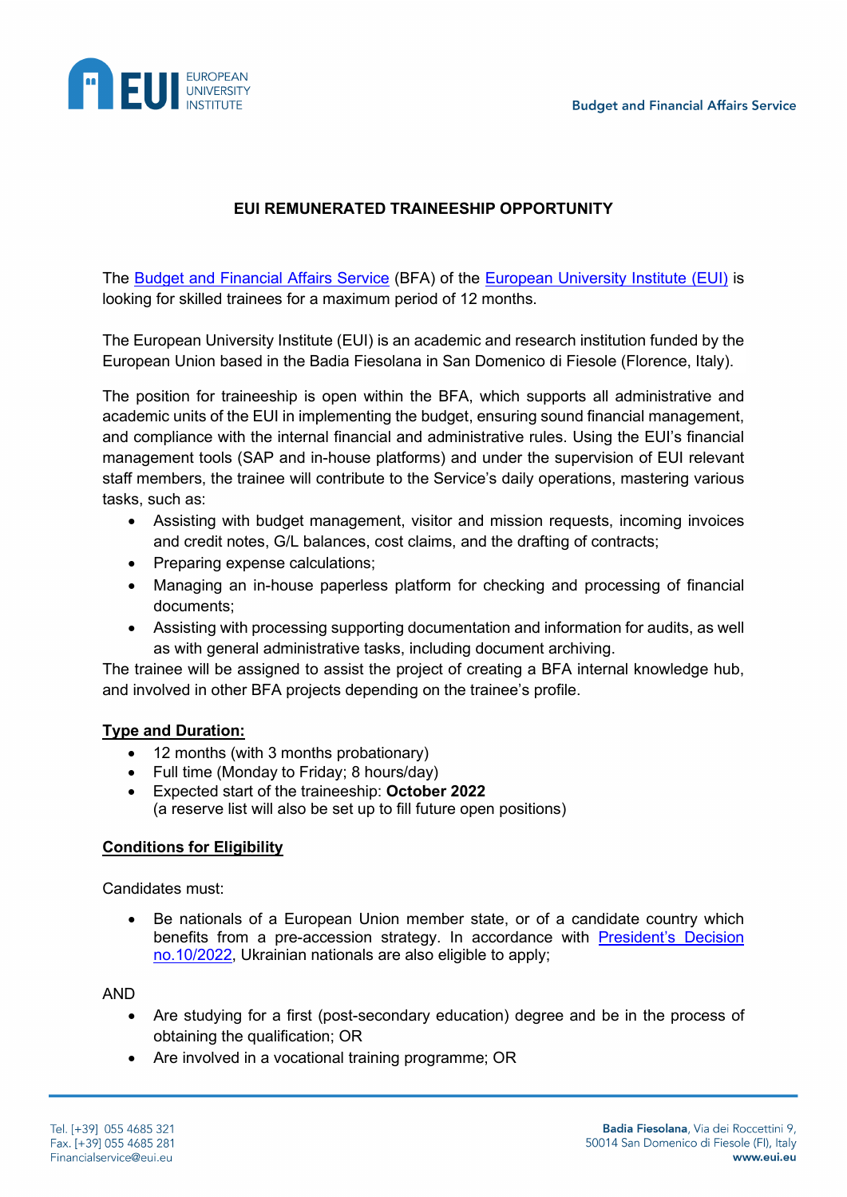# EUI REMUNERATED TRAINEESHIP OPPORTUNITY

The Budget and Financial Affairs Service (BFA) of the European University Institute (EUI) is looking for skilled trainees for a maximum period of 12 months.

The European University Institute (EUI) is an academic and research institution funded by the European Union based in the Badia Fiesolana in San Domenico di Fiesole (Florence, Italy).

The position for traineeship is open within the BFA, which supports all administrative and academic units of the EUI in implementing the budget, ensuring sound financial management, and compliance with the internal financial and administrative rules. Using the EUI's financial management tools (SAP and in-house platforms) and under the supervision of EUI relevant staff members, the trainee will contribute to the Service's daily operations, mastering various tasks, such as:

- Assisting with budget management, visitor and mission requests, incoming invoices and credit notes, G/L balances, cost claims, and the drafting of contracts;
- Preparing expense calculations;
- Managing an in-house paperless platform for checking and processing of financial documents;
- Assisting with processing supporting documentation and information for audits, as well as with general administrative tasks, including document archiving.

The trainee will be assigned to assist the project of creating a BFA internal knowledge hub, and involved in other BFA projects depending on the trainee's profile.

## Type and Duration:

- 12 months (with 3 months probationary)
- Full time (Monday to Friday; 8 hours/day)
- Expected start of the traineeship: **October 2022**
  (a reserve list will also be set up to fill future open positions)

## Conditions for Eligibility

Candidates must:

- Be nationals of a European Union member state, or of a candidate country which benefits from a pre-accession strategy. In accordance with President's Decision no.10/2022, Ukrainian nationals are also eligible to apply;

AND

- Are studying for a first (post-secondary education) degree and be in the process of obtaining the qualification; OR
- Are involved in a vocational training programme; OR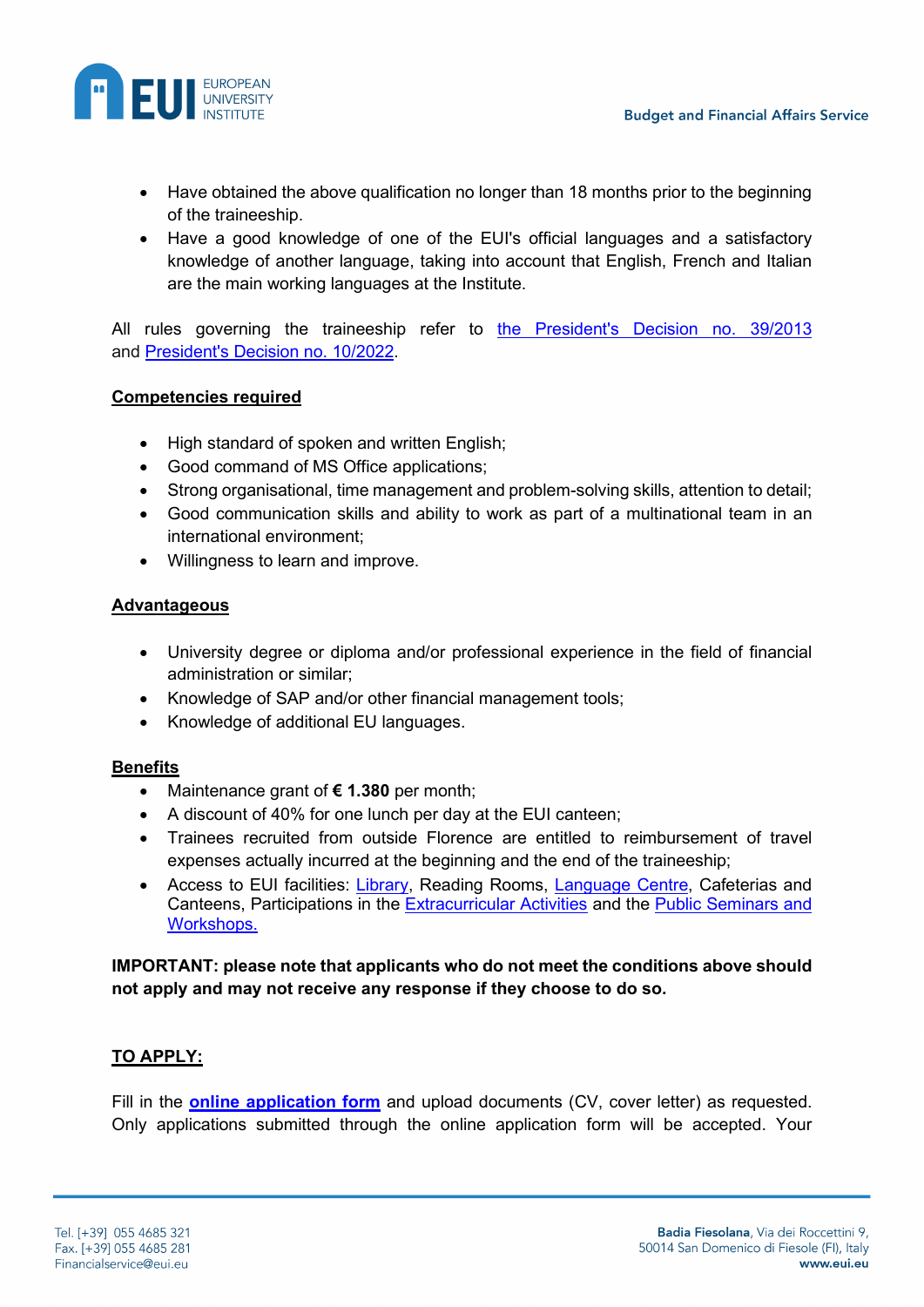- Have obtained the above qualification no longer than 18 months prior to the beginning of the traineeship.
- Have a good knowledge of one of the EUI's official languages and a satisfactory knowledge of another language, taking into account that English, French and Italian are the main working languages at the Institute.

All rules governing the traineeship refer to [the President's Decision no. 39/2013] and [President's Decision no. 10/2022].

**Competencies required**

- High standard of spoken and written English;
- Good command of MS Office applications;
- Strong organisational, time management and problem-solving skills, attention to detail;
- Good communication skills and ability to work as part of a multinational team in an international environment;
- Willingness to learn and improve.

**Advantageous**

- University degree or diploma and/or professional experience in the field of financial administration or similar;
- Knowledge of SAP and/or other financial management tools;
- Knowledge of additional EU languages.

**Benefits**

- Maintenance grant of **€ 1.380** per month;
- A discount of 40% for one lunch per day at the EUI canteen;
- Trainees recruited from outside Florence are entitled to reimbursement of travel expenses actually incurred at the beginning and the end of the traineeship;
- Access to EUI facilities: Library, Reading Rooms, Language Centre, Cafeterias and Canteens, Participations in the Extracurricular Activities and the Public Seminars and Workshops.

**IMPORTANT: please note that applicants who do not meet the conditions above should not apply and may not receive any response if they choose to do so.**

**TO APPLY:**

Fill in the **online application form** and upload documents (CV, cover letter) as requested. Only applications submitted through the online application form will be accepted. Your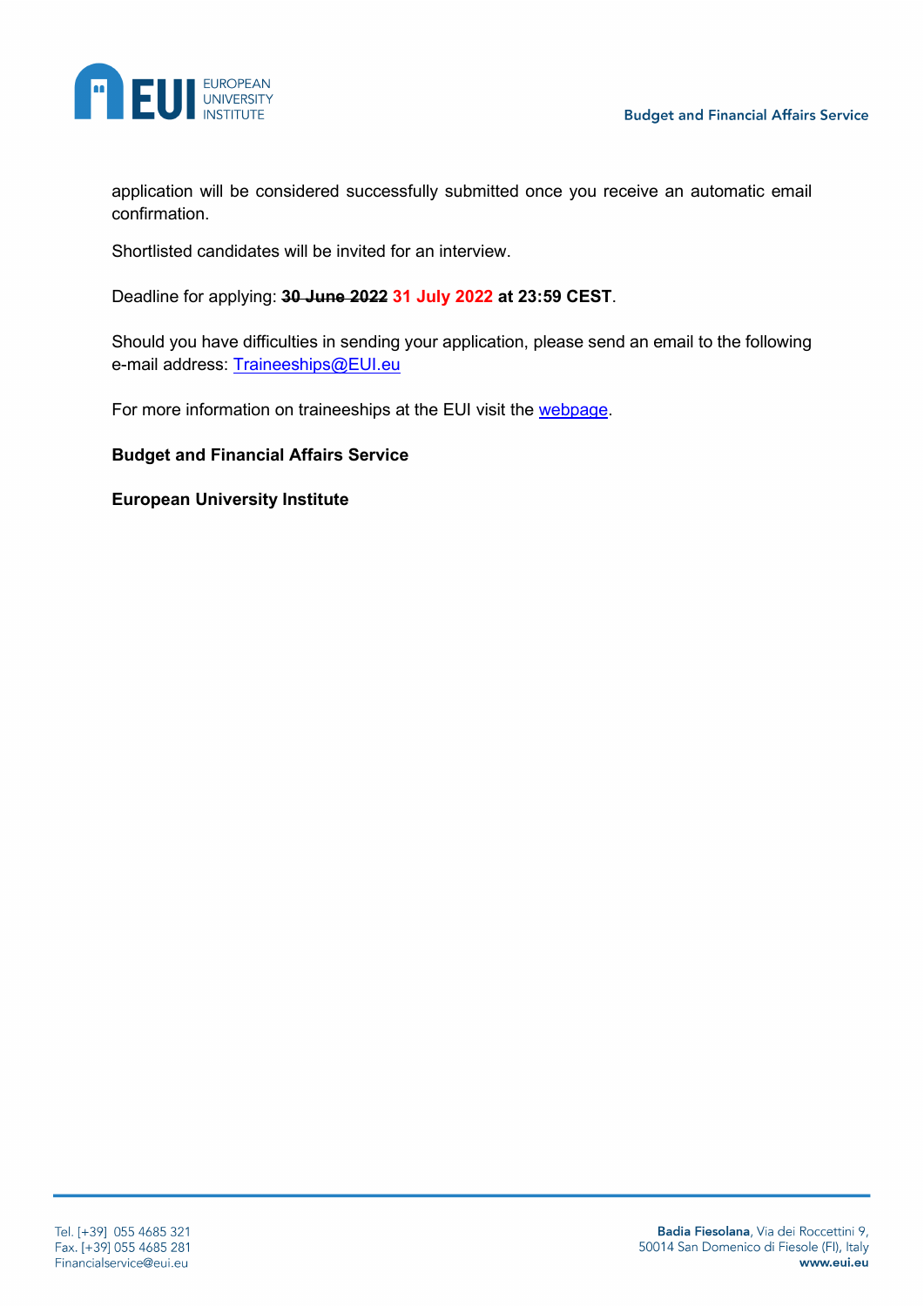application will be considered successfully submitted once you receive an automatic email confirmation.

Shortlisted candidates will be invited for an interview.

Deadline for applying: **~~30 June 2022~~ 31 July 2022 at 23:59 CEST**.

Should you have difficulties in sending your application, please send an email to the following e-mail address: [Traineeships@EUI.eu](mailto:Traineeships@EUI.eu)

For more information on traineeships at the EUI visit the webpage.

**Budget and Financial Affairs Service**

**European University Institute**